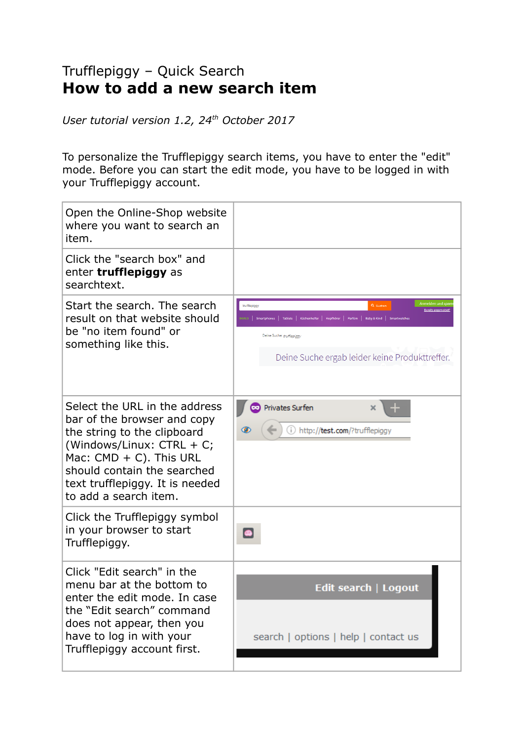Trufflepiggy – Quick Search

# How to add a new search item

*User tutorial version 1.2, 24th October 2017*

To personalize the Trufflepiggy search items, you have to enter the "edit" mode. Before you can start the edit mode, you have to be logged in with your Trufflepiggy account.

| | |
|---|---|
| Open the Online-Shop website where you want to search an item. | |
| Click the "search box" and enter **trufflepiggy** as searchtext. | |
| Start the search. The search result on that website should be "no item found" or something like this. | |
| Select the URL in the address bar of the browser and copy the string to the clipboard (Windows/Linux: CTRL + C; Mac: CMD + C). This URL should contain the searched text trufflepiggy. It is needed to add a search item. | |
| Click the Trufflepiggy symbol in your browser to start Trufflepiggy. | |
| Click "Edit search" in the menu bar at the bottom to enter the edit mode. In case the “Edit search” command does not appear, then you have to log in with your Trufflepiggy account first. | |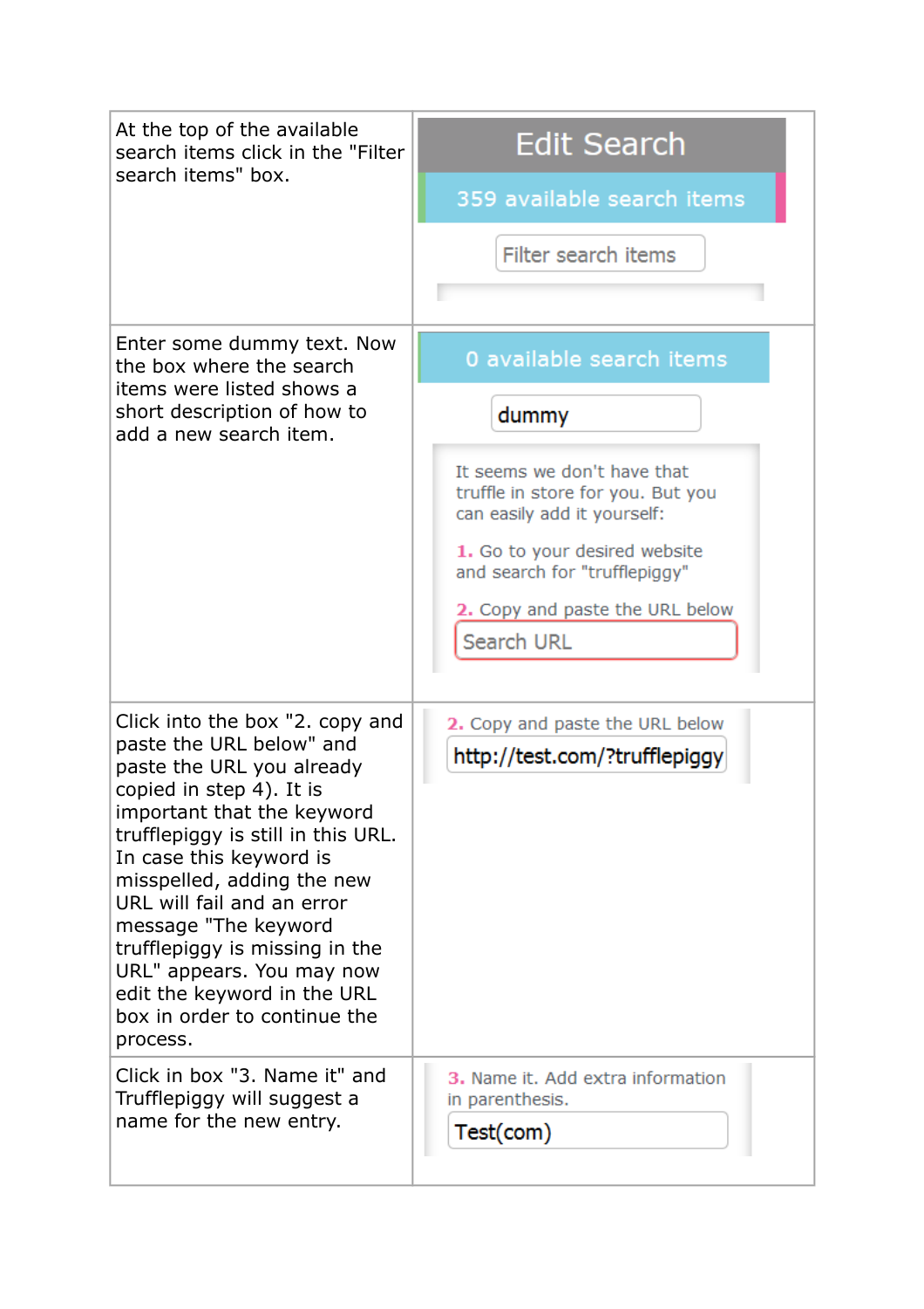| | |
|---|---|
| At the top of the available search items click in the "Filter search items" box. | Edit Search<br>359 available search items<br>Filter search items |
| Enter some dummy text. Now the box where the search items were listed shows a short description of how to add a new search item. | 0 available search items<br>dummy<br>It seems we don't have that truffle in store for you. But you can easily add it yourself:<br>1. Go to your desired website and search for "trufflepiggy"<br>2. Copy and paste the URL below<br>Search URL |
| Click into the box "2. copy and paste the URL below" and paste the URL you already copied in step 4). It is important that the keyword trufflepiggy is still in this URL. In case this keyword is misspelled, adding the new URL will fail and an error message "The keyword trufflepiggy is missing in the URL" appears. You may now edit the keyword in the URL box in order to continue the process. | 2. Copy and paste the URL below<br>http://test.com/?trufflepiggy |
| Click in box "3. Name it" and Trufflepiggy will suggest a name for the new entry. | 3. Name it. Add extra information in parenthesis.<br>Test(com) |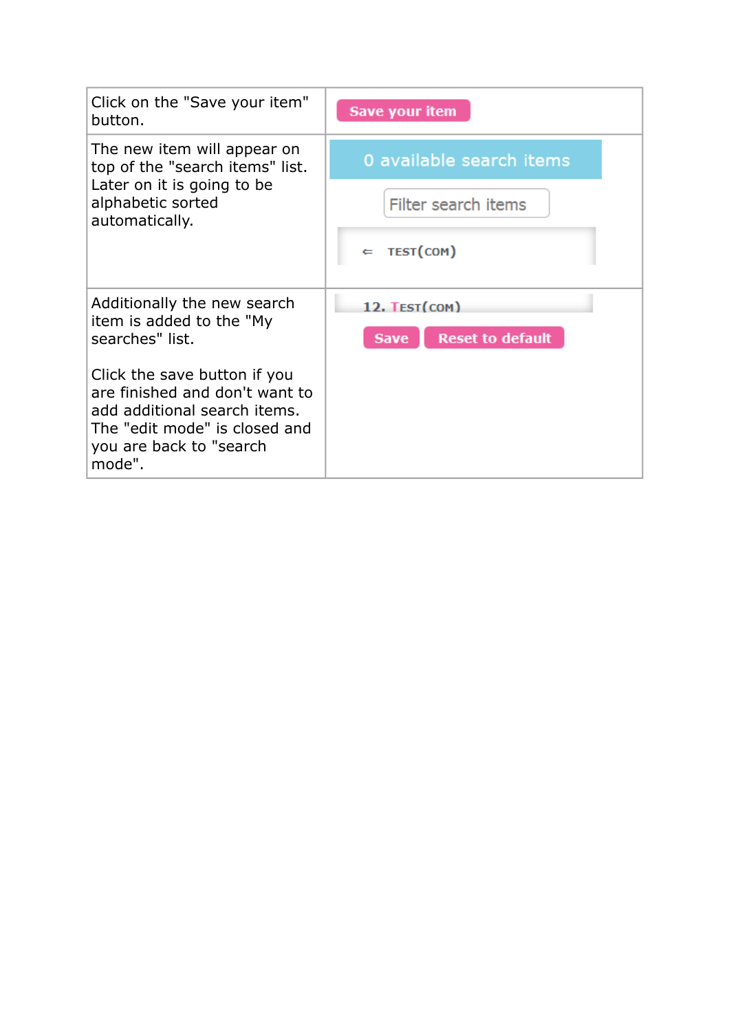| | |
|---|---|
| Click on the "Save your item" button. | Save your item |
| The new item will appear on top of the "search items" list. Later on it is going to be alphabetic sorted automatically. | 0 available search items<br>Filter search items<br>⇐ TEST(COM) |
| Additionally the new search item is added to the "My searches" list.<br><br>Click the save button if you are finished and don't want to add additional search items. The "edit mode" is closed and you are back to "search mode". | 12. TEST(COM)<br>Save Reset to default |